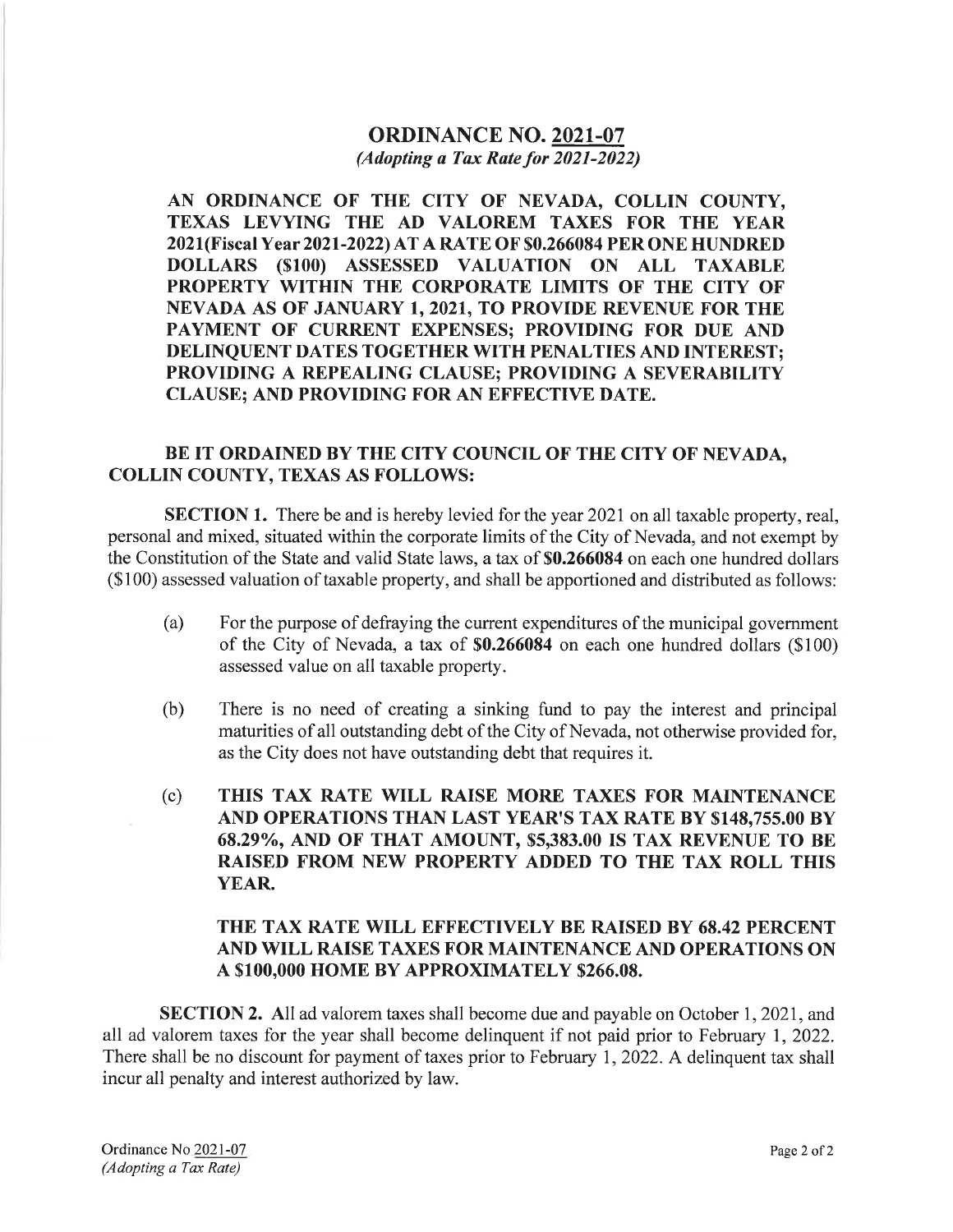# ORDINANCE NO. 2021-07

*(Adopting a Tax Rate for 2021-2022)*

**AN ORDINANCE OF THE CITY OF NEVADA, COLLIN COUNTY, TEXAS LEVYING THE AD VALOREM TAXES FOR THE YEAR 2021(Fiscal Year 2021-2022) AT A RATE OF $0.266084 PER ONE HUNDRED DOLLARS ($100) ASSESSED VALUATION ON ALL TAXABLE PROPERTY WITHIN THE CORPORATE LIMITS OF THE CITY OF NEVADA AS OF JANUARY 1, 2021, TO PROVIDE REVENUE FOR THE PAYMENT OF CURRENT EXPENSES; PROVIDING FOR DUE AND DELINQUENT DATES TOGETHER WITH PENALTIES AND INTEREST; PROVIDING A REPEALING CLAUSE; PROVIDING A SEVERABILITY CLAUSE; AND PROVIDING FOR AN EFFECTIVE DATE.**

**BE IT ORDAINED BY THE CITY COUNCIL OF THE CITY OF NEVADA, COLLIN COUNTY, TEXAS AS FOLLOWS:**

**SECTION 1.** There be and is hereby levied for the year 2021 on all taxable property, real, personal and mixed, situated within the corporate limits of the City of Nevada, and not exempt by the Constitution of the State and valid State laws, a tax of **$0.266084** on each one hundred dollars ($100) assessed valuation of taxable property, and shall be apportioned and distributed as follows:

(a) For the purpose of defraying the current expenditures of the municipal government of the City of Nevada, a tax of **$0.266084** on each one hundred dollars ($100) assessed value on all taxable property.

(b) There is no need of creating a sinking fund to pay the interest and principal maturities of all outstanding debt of the City of Nevada, not otherwise provided for, as the City does not have outstanding debt that requires it.

(c) **THIS TAX RATE WILL RAISE MORE TAXES FOR MAINTENANCE AND OPERATIONS THAN LAST YEAR'S TAX RATE BY $148,755.00 BY 68.29%, AND OF THAT AMOUNT, $5,383.00 IS TAX REVENUE TO BE RAISED FROM NEW PROPERTY ADDED TO THE TAX ROLL THIS YEAR.**

**THE TAX RATE WILL EFFECTIVELY BE RAISED BY 68.42 PERCENT AND WILL RAISE TAXES FOR MAINTENANCE AND OPERATIONS ON A $100,000 HOME BY APPROXIMATELY $266.08.**

**SECTION 2.** All ad valorem taxes shall become due and payable on October 1, 2021, and all ad valorem taxes for the year shall become delinquent if not paid prior to February 1, 2022. There shall be no discount for payment of taxes prior to February 1, 2022. A delinquent tax shall incur all penalty and interest authorized by law.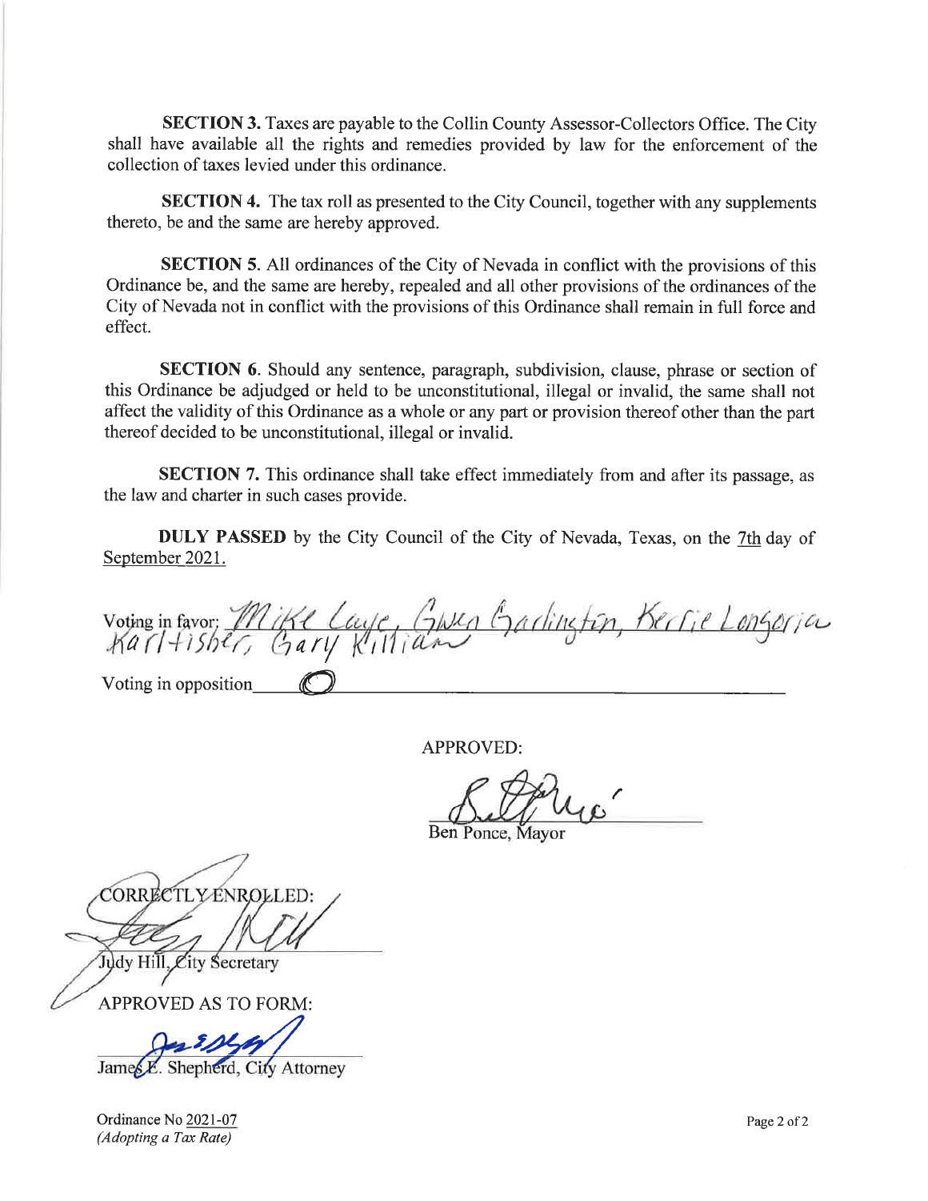**SECTION 3.** Taxes are payable to the Collin County Assessor-Collectors Office. The City shall have available all the rights and remedies provided by law for the enforcement of the collection of taxes levied under this ordinance.

**SECTION 4.** The tax roll as presented to the City Council, together with any supplements thereto, be and the same are hereby approved.

**SECTION 5.** All ordinances of the City of Nevada in conflict with the provisions of this Ordinance be, and the same are hereby, repealed and all other provisions of the ordinances of the City of Nevada not in conflict with the provisions of this Ordinance shall remain in full force and effect.

**SECTION 6.** Should any sentence, paragraph, subdivision, clause, phrase or section of this Ordinance be adjudged or held to be unconstitutional, illegal or invalid, the same shall not affect the validity of this Ordinance as a whole or any part or provision thereof other than the part thereof decided to be unconstitutional, illegal or invalid.

**SECTION 7.** This ordinance shall take effect immediately from and after its passage, as the law and charter in such cases provide.

**DULY PASSED** by the City Council of the City of Nevada, Texas, on the 7th day of September 2021.

Voting in favor: Mike Laye, Gwen Garlington, Kerrie Longoria Karl Fisher, Gary Killian

Voting in opposition 0

APPROVED:

Ben Ponce, Mayor

CORRECTLY ENROLLED:

Judy Hill, City Secretary

APPROVED AS TO FORM:

James E. Shepherd, City Attorney

Ordinance No 2021-07
*(Adopting a Tax Rate)*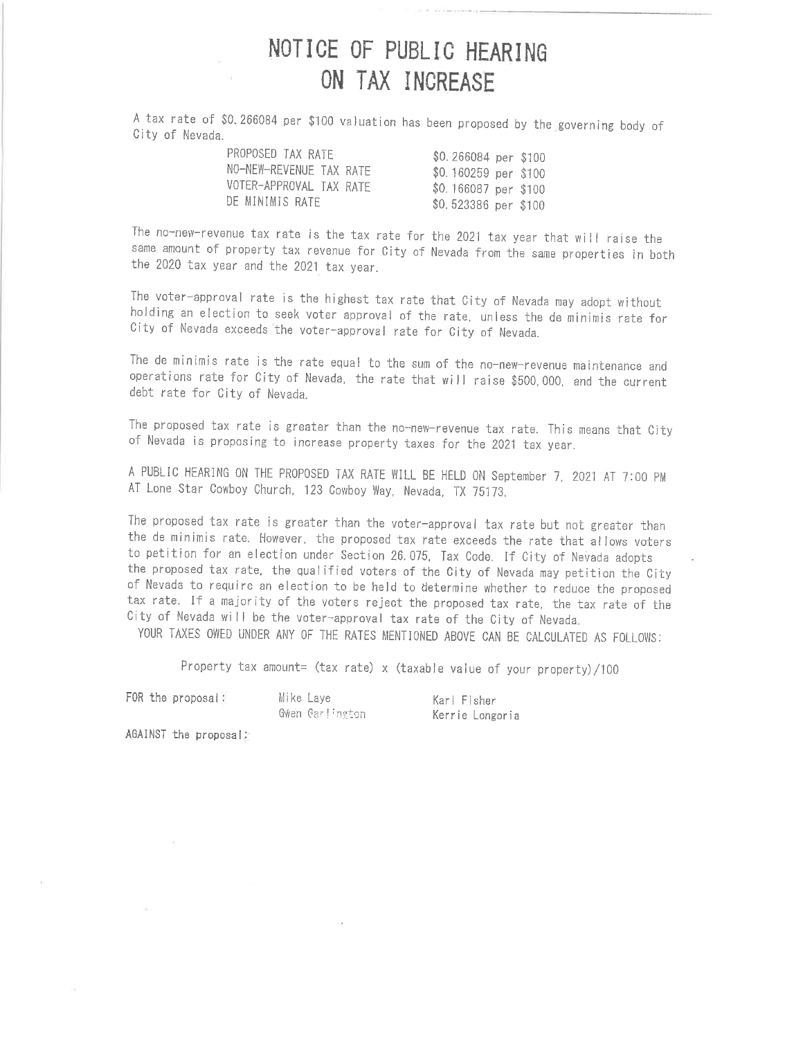# NOTICE OF PUBLIC HEARING ON TAX INCREASE

A tax rate of $0.266084 per $100 valuation has been proposed by the governing body of City of Nevada.

| | |
|---|---|
| PROPOSED TAX RATE | $0.266084 per $100 |
| NO-NEW-REVENUE TAX RATE | $0.160259 per $100 |
| VOTER-APPROVAL TAX RATE | $0.166087 per $100 |
| DE MINIMIS RATE | $0.523386 per $100 |

The no-new-revenue tax rate is the tax rate for the 2021 tax year that will raise the same amount of property tax revenue for City of Nevada from the same properties in both the 2020 tax year and the 2021 tax year.

The voter-approval rate is the highest tax rate that City of Nevada may adopt without holding an election to seek voter approval of the rate, unless the de minimis rate for City of Nevada exceeds the voter-approval rate for City of Nevada.

The de minimis rate is the rate equal to the sum of the no-new-revenue maintenance and operations rate for City of Nevada, the rate that will raise $500,000, and the current debt rate for City of Nevada.

The proposed tax rate is greater than the no-new-revenue tax rate. This means that City of Nevada is proposing to increase property taxes for the 2021 tax year.

A PUBLIC HEARING ON THE PROPOSED TAX RATE WILL BE HELD ON September 7, 2021 AT 7:00 PM AT Lone Star Cowboy Church, 123 Cowboy Way, Nevada, TX 75173.

The proposed tax rate is greater than the voter-approval tax rate but not greater than the de minimis rate. However, the proposed tax rate exceeds the rate that allows voters to petition for an election under Section 26.075, Tax Code. If City of Nevada adopts the proposed tax rate, the qualified voters of the City of Nevada may petition the City of Nevada to require an election to be held to determine whether to reduce the proposed tax rate. If a majority of the voters reject the proposed tax rate, the tax rate of the City of Nevada will be the voter-approval tax rate of the City of Nevada.

YOUR TAXES OWED UNDER ANY OF THE RATES MENTIONED ABOVE CAN BE CALCULATED AS FOLLOWS:

Property tax amount= (tax rate) x (taxable value of your property)/100

| | | |
|---|---|---|
| FOR the proposal: | Mike Laye | Karl Fisher |
| | Gwen Garlington | Kerrie Longoria |
| AGAINST the proposal: | | |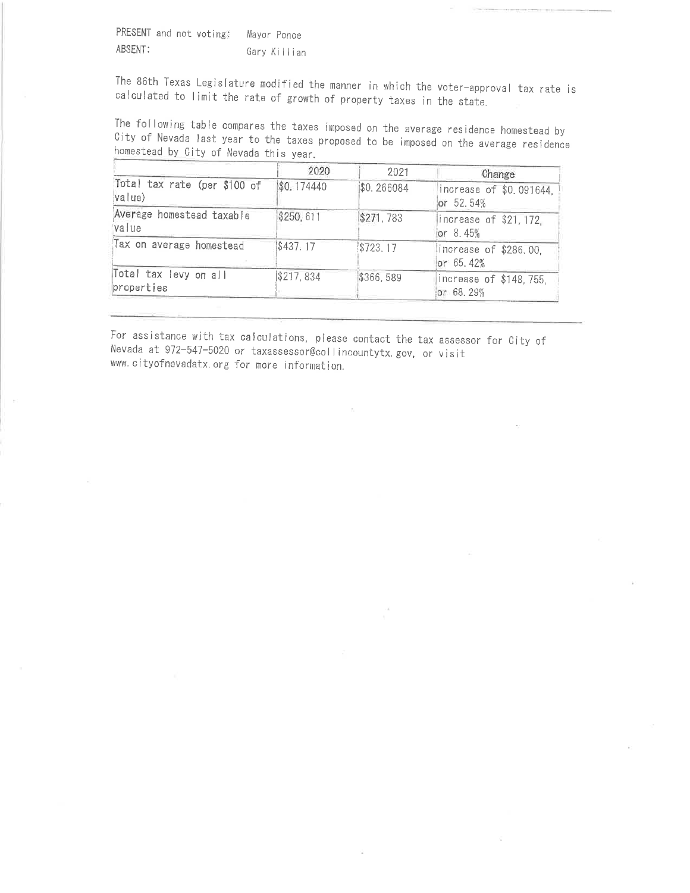PRESENT and not voting: Mayor Ponce
ABSENT: Gary Killian

The 86th Texas Legislature modified the manner in which the voter-approval tax rate is calculated to limit the rate of growth of property taxes in the state.

The following table compares the taxes imposed on the average residence homestead by City of Nevada last year to the taxes proposed to be imposed on the average residence homestead by City of Nevada this year.

| | 2020 | 2021 | Change |
|---|---|---|---|
| Total tax rate (per $100 of value) | $0.174440 | $0.266084 | increase of $0.091644, or 52.54% |
| Average homestead taxable value | $250,611 | $271,783 | increase of $21,172, or 8.45% |
| Tax on average homestead | $437.17 | $723.17 | increase of $286.00, or 65.42% |
| Total tax levy on all properties | $217,834 | $366,589 | increase of $148,755, or 68.29% |

For assistance with tax calculations, please contact the tax assessor for City of Nevada at 972-547-5020 or taxassessor@collincountytx.gov, or visit www.cityofnevadatx.org for more information.